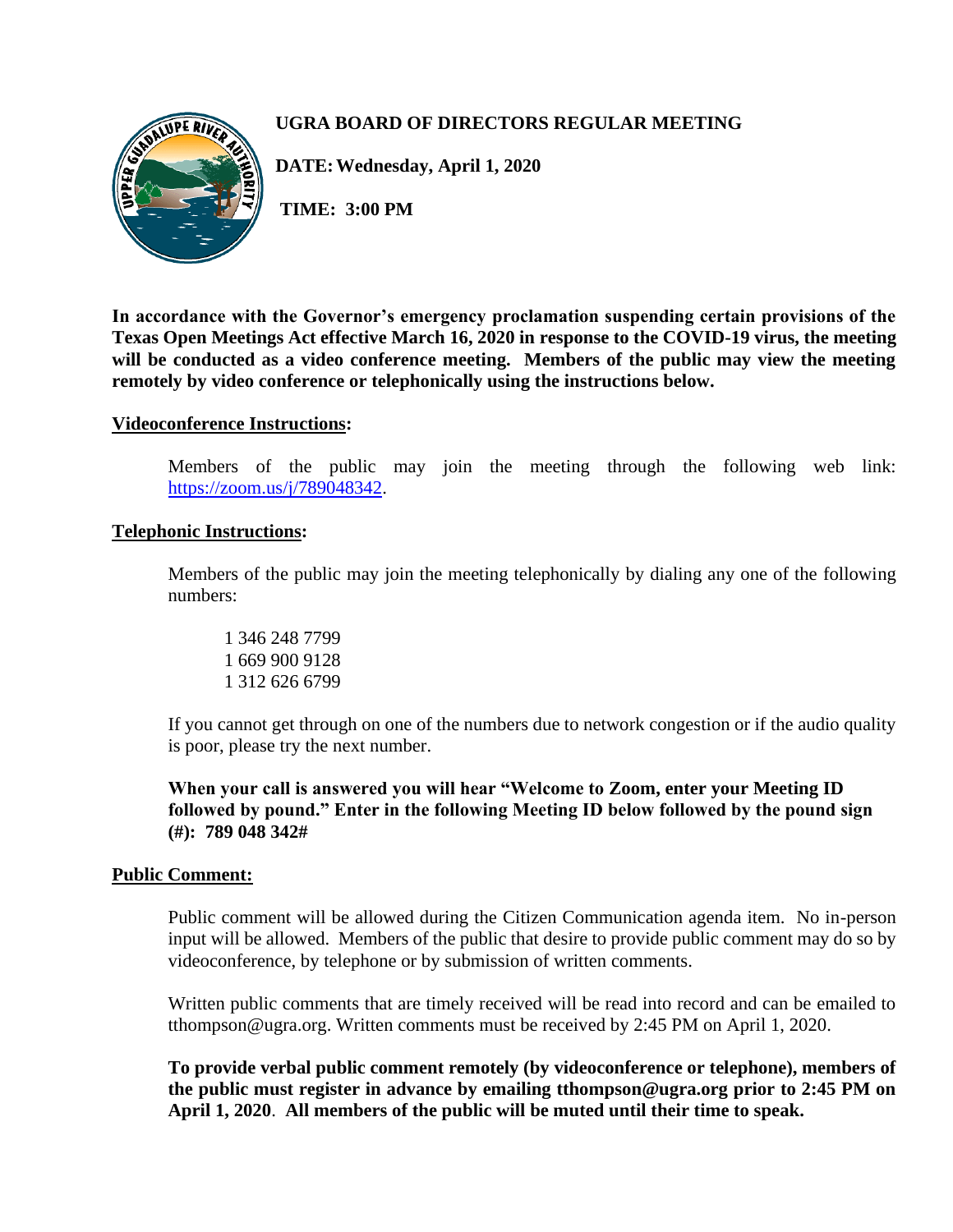# UGRA BOARD OF DIRECTORS REGULAR MEETING

**DATE: Wednesday, April 1, 2020**

**TIME: 3:00 PM**

**In accordance with the Governor's emergency proclamation suspending certain provisions of the Texas Open Meetings Act effective March 16, 2020 in response to the COVID-19 virus, the meeting will be conducted as a video conference meeting. Members of the public may view the meeting remotely by video conference or telephonically using the instructions below.**

## Videoconference Instructions:

Members of the public may join the meeting through the following web link: https://zoom.us/j/789048342.

## Telephonic Instructions:

Members of the public may join the meeting telephonically by dialing any one of the following numbers:

1 346 248 7799
1 669 900 9128
1 312 626 6799

If you cannot get through on one of the numbers due to network congestion or if the audio quality is poor, please try the next number.

**When your call is answered you will hear "Welcome to Zoom, enter your Meeting ID followed by pound." Enter in the following Meeting ID below followed by the pound sign (#): 789 048 342#**

## Public Comment:

Public comment will be allowed during the Citizen Communication agenda item. No in-person input will be allowed. Members of the public that desire to provide public comment may do so by videoconference, by telephone or by submission of written comments.

Written public comments that are timely received will be read into record and can be emailed to tthompson@ugra.org. Written comments must be received by 2:45 PM on April 1, 2020.

**To provide verbal public comment remotely (by videoconference or telephone), members of the public must register in advance by emailing tthompson@ugra.org prior to 2:45 PM on April 1, 2020. All members of the public will be muted until their time to speak.**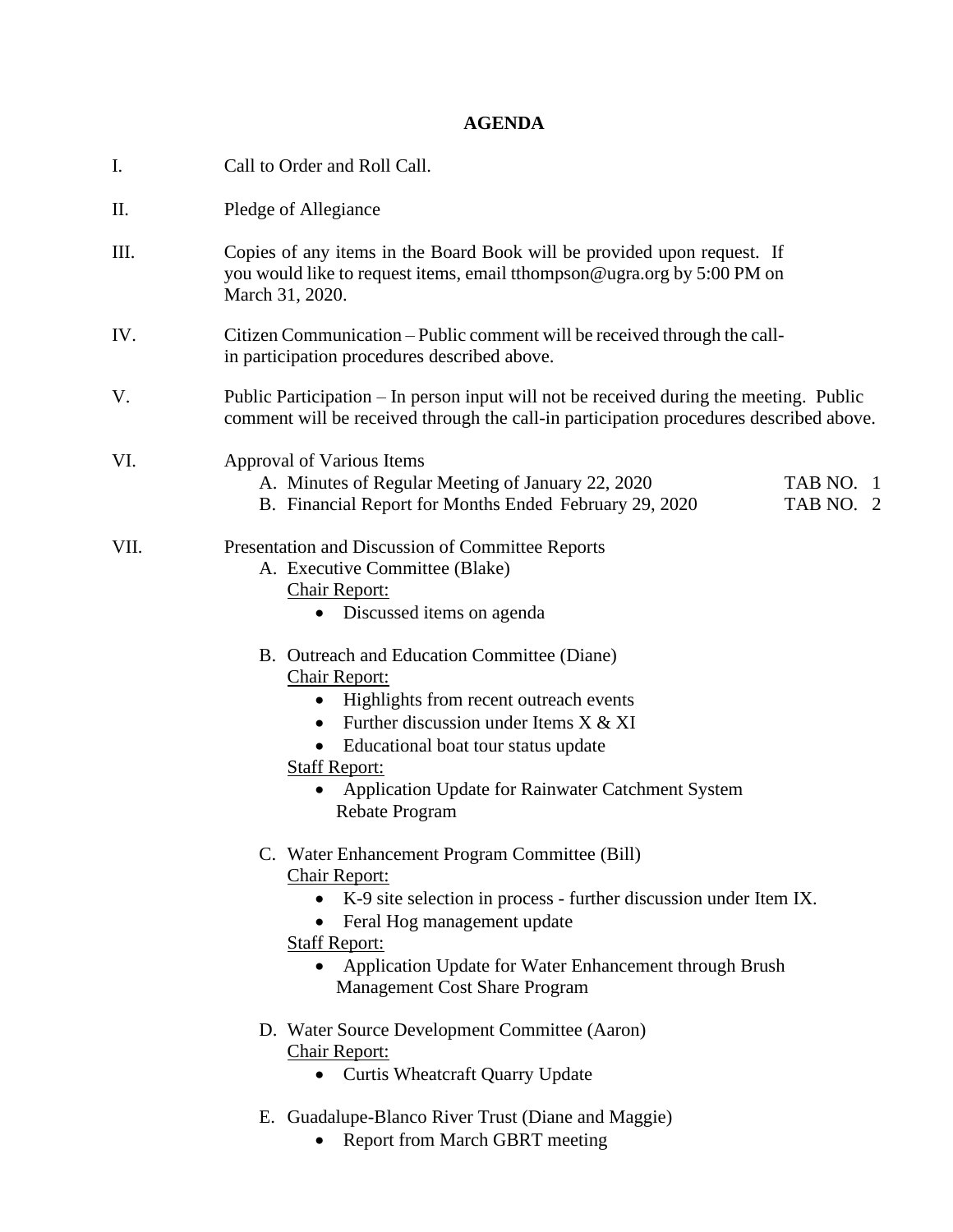**AGENDA**

I. Call to Order and Roll Call.

II. Pledge of Allegiance

III. Copies of any items in the Board Book will be provided upon request. If you would like to request items, email tthompson@ugra.org by 5:00 PM on March 31, 2020.

IV. Citizen Communication – Public comment will be received through the call-in participation procedures described above.

V. Public Participation – In person input will not be received during the meeting. Public comment will be received through the call-in participation procedures described above.

VI. Approval of Various Items
   A. Minutes of Regular Meeting of January 22, 2020 — TAB NO. 1
   B. Financial Report for Months Ended February 29, 2020 — TAB NO. 2

VII. Presentation and Discussion of Committee Reports
   A. Executive Committee (Blake)
      Chair Report:
      - Discussed items on agenda

   B. Outreach and Education Committee (Diane)
      Chair Report:
      - Highlights from recent outreach events
      - Further discussion under Items X & XI
      - Educational boat tour status update

      Staff Report:
      - Application Update for Rainwater Catchment System Rebate Program

   C. Water Enhancement Program Committee (Bill)
      Chair Report:
      - K-9 site selection in process - further discussion under Item IX.
      - Feral Hog management update

      Staff Report:
      - Application Update for Water Enhancement through Brush Management Cost Share Program

   D. Water Source Development Committee (Aaron)
      Chair Report:
      - Curtis Wheatcraft Quarry Update

   E. Guadalupe-Blanco River Trust (Diane and Maggie)
      - Report from March GBRT meeting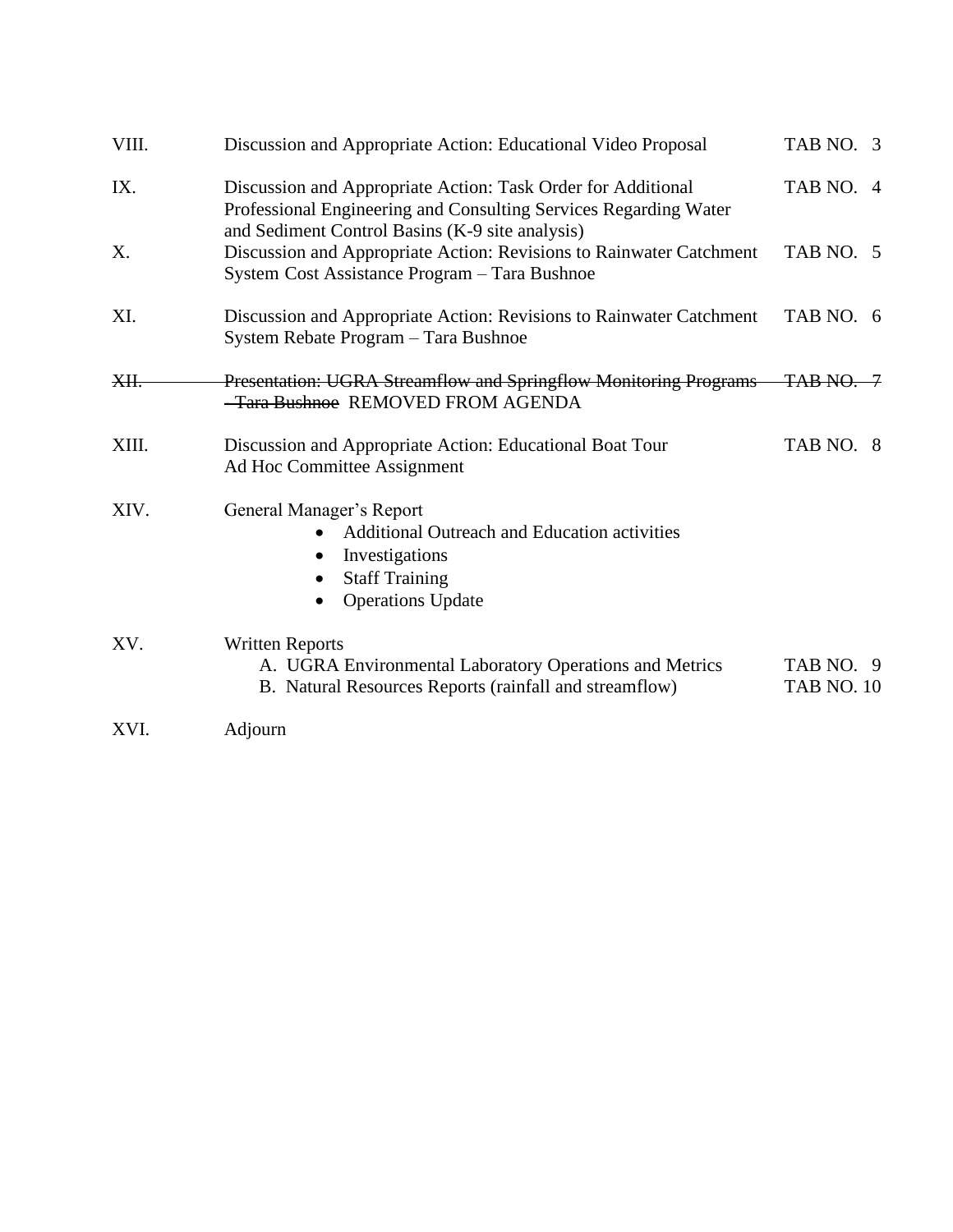VIII. Discussion and Appropriate Action: Educational Video Proposal — TAB NO. 3

IX. Discussion and Appropriate Action: Task Order for Additional Professional Engineering and Consulting Services Regarding Water and Sediment Control Basins (K-9 site analysis) — TAB NO. 4

X. Discussion and Appropriate Action: Revisions to Rainwater Catchment System Cost Assistance Program – Tara Bushnoe — TAB NO. 5

XI. Discussion and Appropriate Action: Revisions to Rainwater Catchment System Rebate Program – Tara Bushnoe — TAB NO. 6

~~XII. Presentation: UGRA Streamflow and Springflow Monitoring Programs – Tara Bushnoe — TAB NO. 7~~ REMOVED FROM AGENDA

XIII. Discussion and Appropriate Action: Educational Boat Tour Ad Hoc Committee Assignment — TAB NO. 8

XIV. General Manager's Report

- Additional Outreach and Education activities
- Investigations
- Staff Training
- Operations Update

XV. Written Reports

A. UGRA Environmental Laboratory Operations and Metrics — TAB NO. 9

B. Natural Resources Reports (rainfall and streamflow) — TAB NO. 10

XVI. Adjourn